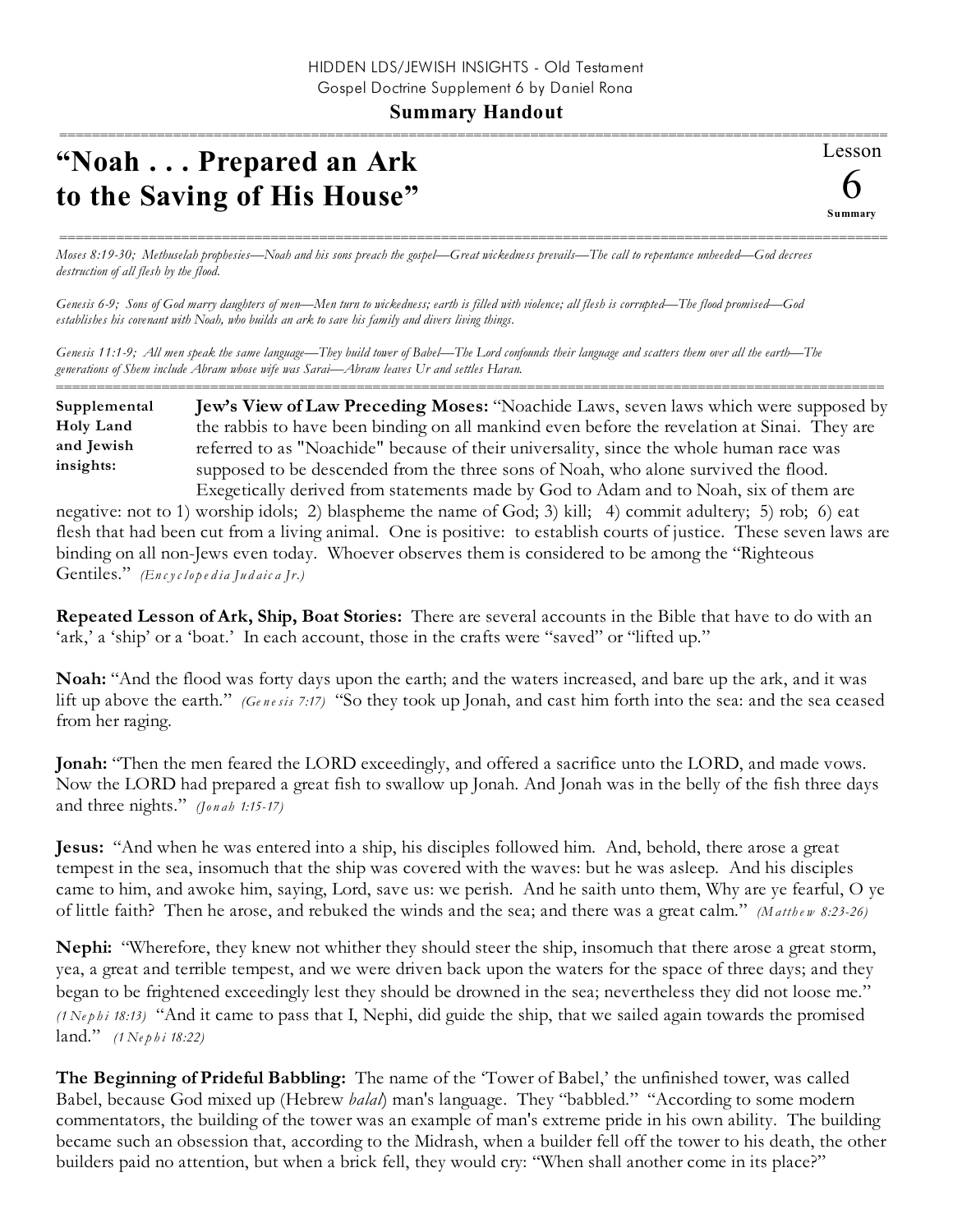HIDDEN LDS/JEWISH INSIGHTS - Old Testament
Gospel Doctrine Supplement 6 by Daniel Rona

**Summary Handout**

# "Noah . . . Prepared an Ark to the Saving of His House"

Lesson 6 Summary

*Moses 8:19-30; Methuselah prophesies—Noah and his sons preach the gospel—Great wickedness prevails—The call to repentance unheeded—God decrees destruction of all flesh by the flood.*

*Genesis 6-9; Sons of God marry daughters of men—Men turn to wickedness; earth is filled with violence; all flesh is corrupted—The flood promised—God establishes his covenant with Noah, who builds an ark to save his family and divers living things.*

*Genesis 11:1-9; All men speak the same language—They build tower of Babel—The Lord confounds their language and scatters them over all the earth—The generations of Shem include Abram whose wife was Sarai—Abram leaves Ur and settles Haran.*

**Supplemental Holy Land and Jewish insights:**

**Jew's View of Law Preceding Moses:** "Noachide Laws, seven laws which were supposed by the rabbis to have been binding on all mankind even before the revelation at Sinai. They are referred to as "Noachide" because of their universality, since the whole human race was supposed to be descended from the three sons of Noah, who alone survived the flood. Exegetically derived from statements made by God to Adam and to Noah, six of them are negative: not to 1) worship idols; 2) blaspheme the name of God; 3) kill; 4) commit adultery; 5) rob; 6) eat flesh that had been cut from a living animal. One is positive: to establish courts of justice. These seven laws are binding on all non-Jews even today. Whoever observes them is considered to be among the "Righteous Gentiles." *(Encyclopedia Judaica Jr.)*

**Repeated Lesson of Ark, Ship, Boat Stories:** There are several accounts in the Bible that have to do with an 'ark,' a 'ship' or a 'boat.' In each account, those in the crafts were "saved" or "lifted up."

**Noah:** "And the flood was forty days upon the earth; and the waters increased, and bare up the ark, and it was lift up above the earth." *(Genesis 7:17)* "So they took up Jonah, and cast him forth into the sea: and the sea ceased from her raging.

**Jonah:** "Then the men feared the LORD exceedingly, and offered a sacrifice unto the LORD, and made vows. Now the LORD had prepared a great fish to swallow up Jonah. And Jonah was in the belly of the fish three days and three nights." *(Jonah 1:15-17)*

**Jesus:** "And when he was entered into a ship, his disciples followed him. And, behold, there arose a great tempest in the sea, insomuch that the ship was covered with the waves: but he was asleep. And his disciples came to him, and awoke him, saying, Lord, save us: we perish. And he saith unto them, Why are ye fearful, O ye of little faith? Then he arose, and rebuked the winds and the sea; and there was a great calm." *(Matthew 8:23-26)*

**Nephi:** "Wherefore, they knew not whither they should steer the ship, insomuch that there arose a great storm, yea, a great and terrible tempest, and we were driven back upon the waters for the space of three days; and they began to be frightened exceedingly lest they should be drowned in the sea; nevertheless they did not loose me." *(1 Nephi 18:13)* "And it came to pass that I, Nephi, did guide the ship, that we sailed again towards the promised land." *(1 Nephi 18:22)*

**The Beginning of Prideful Babbling:** The name of the 'Tower of Babel,' the unfinished tower, was called Babel, because God mixed up (Hebrew *balal*) man's language. They "babbled." "According to some modern commentators, the building of the tower was an example of man's extreme pride in his own ability. The building became such an obsession that, according to the Midrash, when a builder fell off the tower to his death, the other builders paid no attention, but when a brick fell, they would cry: "When shall another come in its place?"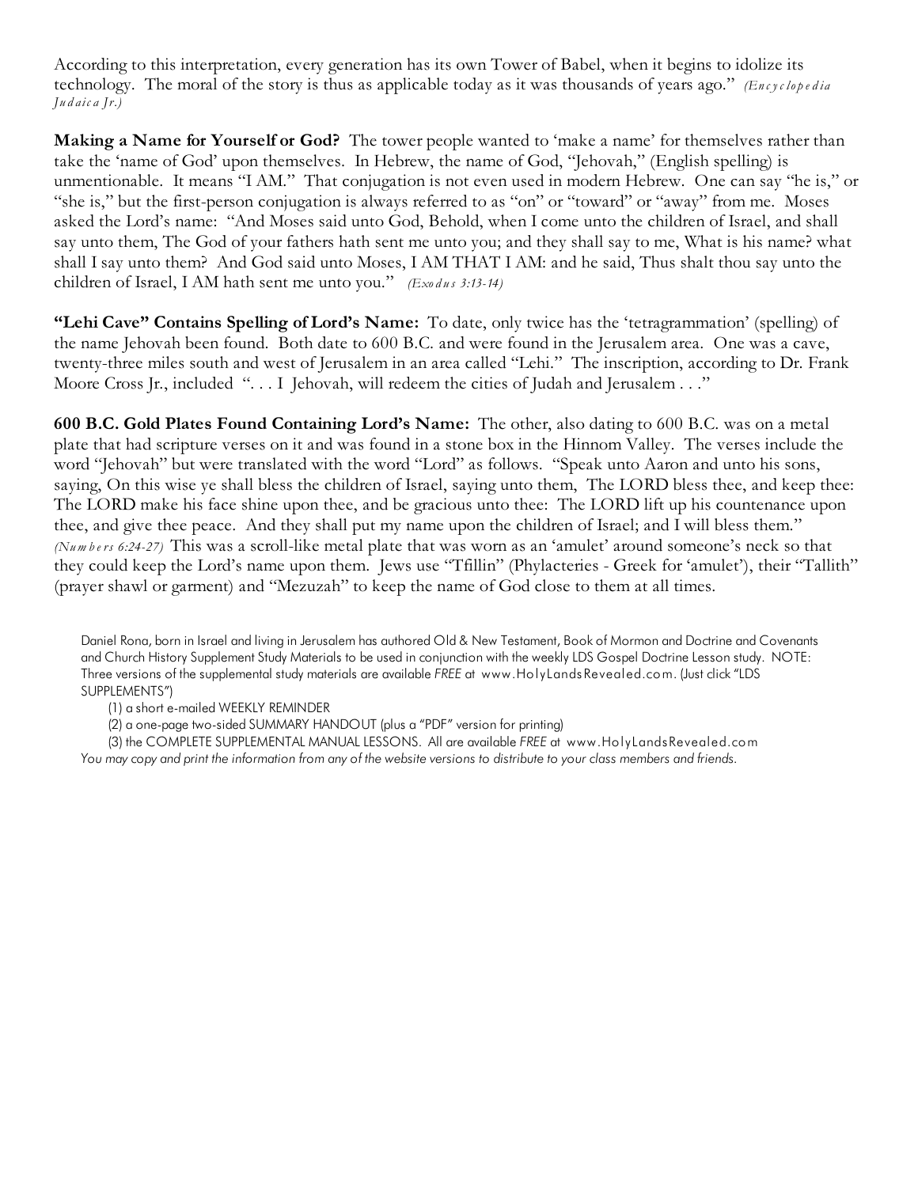According to this interpretation, every generation has its own Tower of Babel, when it begins to idolize its technology. The moral of the story is thus as applicable today as it was thousands of years ago." *(Encyclopedia Judaica Jr.)*

**Making a Name for Yourself or God?** The tower people wanted to 'make a name' for themselves rather than take the 'name of God' upon themselves. In Hebrew, the name of God, "Jehovah," (English spelling) is unmentionable. It means "I AM." That conjugation is not even used in modern Hebrew. One can say "he is," or "she is," but the first-person conjugation is always referred to as "on" or "toward" or "away" from me. Moses asked the Lord's name: "And Moses said unto God, Behold, when I come unto the children of Israel, and shall say unto them, The God of your fathers hath sent me unto you; and they shall say to me, What is his name? what shall I say unto them? And God said unto Moses, I AM THAT I AM: and he said, Thus shalt thou say unto the children of Israel, I AM hath sent me unto you." *(Exodus 3:13-14)*

**"Lehi Cave" Contains Spelling of Lord's Name:** To date, only twice has the 'tetragrammation' (spelling) of the name Jehovah been found. Both date to 600 B.C. and were found in the Jerusalem area. One was a cave, twenty-three miles south and west of Jerusalem in an area called "Lehi." The inscription, according to Dr. Frank Moore Cross Jr., included ". . . I Jehovah, will redeem the cities of Judah and Jerusalem . . ."

**600 B.C. Gold Plates Found Containing Lord's Name:** The other, also dating to 600 B.C. was on a metal plate that had scripture verses on it and was found in a stone box in the Hinnom Valley. The verses include the word "Jehovah" but were translated with the word "Lord" as follows. "Speak unto Aaron and unto his sons, saying, On this wise ye shall bless the children of Israel, saying unto them, The LORD bless thee, and keep thee: The LORD make his face shine upon thee, and be gracious unto thee: The LORD lift up his countenance upon thee, and give thee peace. And they shall put my name upon the children of Israel; and I will bless them." *(Numbers 6:24-27)* This was a scroll-like metal plate that was worn as an 'amulet' around someone's neck so that they could keep the Lord's name upon them. Jews use "Tfillin" (Phylacteries - Greek for 'amulet'), their "Tallith" (prayer shawl or garment) and "Mezuzah" to keep the name of God close to them at all times.

Daniel Rona, born in Israel and living in Jerusalem has authored Old & New Testament, Book of Mormon and Doctrine and Covenants and Church History Supplement Study Materials to be used in conjunction with the weekly LDS Gospel Doctrine Lesson study. NOTE: Three versions of the supplemental study materials are available *FREE* at www.HolyLandsRevealed.com. (Just click "LDS SUPPLEMENTS")

(1) a short e-mailed WEEKLY REMINDER

(2) a one-page two-sided SUMMARY HANDOUT (plus a "PDF" version for printing)

(3) the COMPLETE SUPPLEMENTAL MANUAL LESSONS. All are available *FREE* at www.HolyLandsRevealed.com

*You may copy and print the information from any of the website versions to distribute to your class members and friends.*